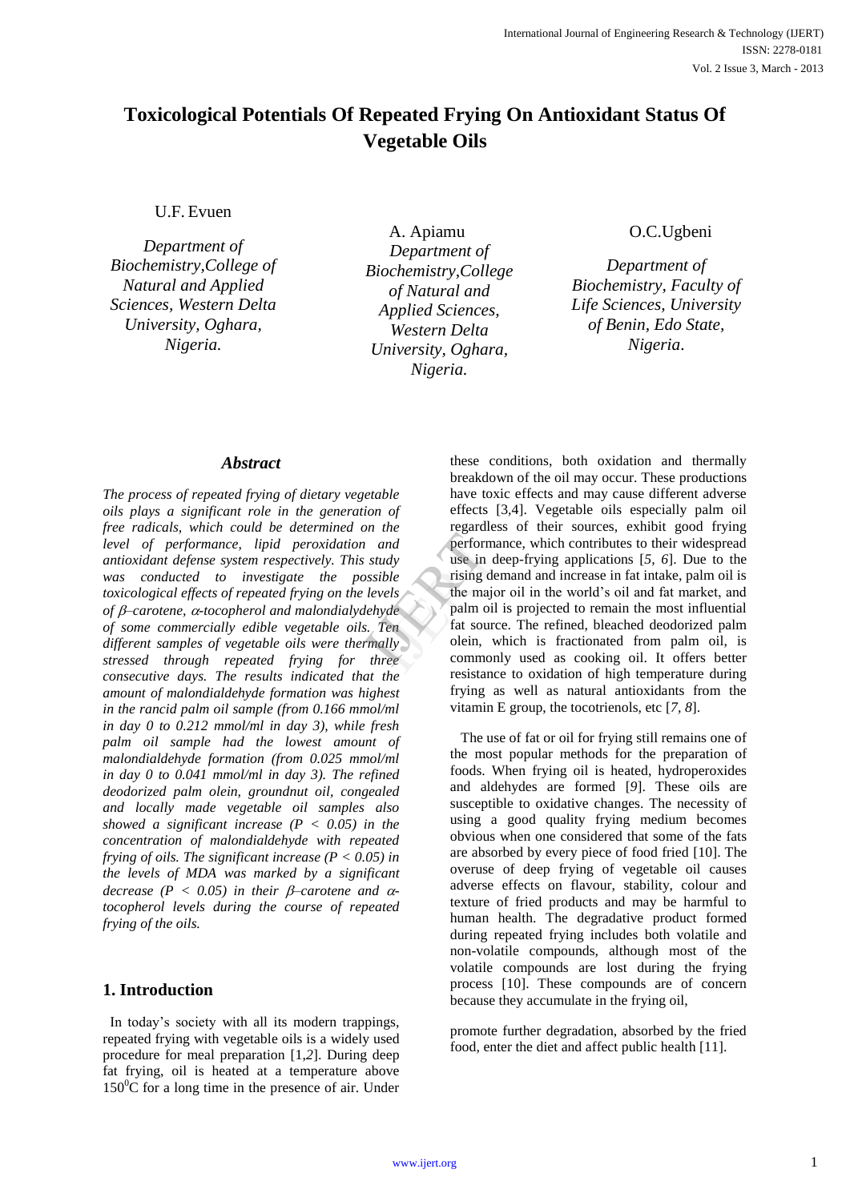# Toxicological Potentials Of Repeated Frying On Antioxidant Status Of Vegetable Oils

U.F. Evuen

*Department of Biochemistry,College of Natural and Applied Sciences, Western Delta University, Oghara, Nigeria.*

A. Apiamu

*Department of Biochemistry,College of Natural and Applied Sciences, Western Delta University, Oghara, Nigeria.*

O.C.Ugbeni

*Department of Biochemistry, Faculty of Life Sciences, University of Benin, Edo State, Nigeria.*

## *Abstract*

*The process of repeated frying of dietary vegetable oils plays a significant role in the generation of free radicals, which could be determined on the level of performance, lipid peroxidation and antioxidant defense system respectively. This study was conducted to investigate the possible toxicological effects of repeated frying on the levels of β–carotene, α-tocopherol and malondialydehyde of some commercially edible vegetable oils. Ten different samples of vegetable oils were thermally stressed through repeated frying for three consecutive days. The results indicated that the amount of malondialdehyde formation was highest in the rancid palm oil sample (from 0.166 mmol/ml in day 0 to 0.212 mmol/ml in day 3), while fresh palm oil sample had the lowest amount of malondialdehyde formation (from 0.025 mmol/ml in day 0 to 0.041 mmol/ml in day 3). The refined deodorized palm olein, groundnut oil, congealed and locally made vegetable oil samples also showed a significant increase ($P < 0.05$) in the concentration of malondialdehyde with repeated frying of oils. The significant increase ($P < 0.05$) in the levels of MDA was marked by a significant decrease ($P < 0.05$) in their β–carotene and α-tocopherol levels during the course of repeated frying of the oils.*

## 1. Introduction

In today's society with all its modern trappings, repeated frying with vegetable oils is a widely used procedure for meal preparation [1,2]. During deep fat frying, oil is heated at a temperature above $150^0$C for a long time in the presence of air. Under these conditions, both oxidation and thermally breakdown of the oil may occur. These productions have toxic effects and may cause different adverse effects [3,4]. Vegetable oils especially palm oil regardless of their sources, exhibit good frying performance, which contributes to their widespread use in deep-frying applications [5, 6]. Due to the rising demand and increase in fat intake, palm oil is the major oil in the world's oil and fat market, and palm oil is projected to remain the most influential fat source. The refined, bleached deodorized palm olein, which is fractionated from palm oil, is commonly used as cooking oil. It offers better resistance to oxidation of high temperature during frying as well as natural antioxidants from the vitamin E group, the tocotrienols, etc [7, 8].

The use of fat or oil for frying still remains one of the most popular methods for the preparation of foods. When frying oil is heated, hydroperoxides and aldehydes are formed [9]. These oils are susceptible to oxidative changes. The necessity of using a good quality frying medium becomes obvious when one considered that some of the fats are absorbed by every piece of food fried [10]. The overuse of deep frying of vegetable oil causes adverse effects on flavour, stability, colour and texture of fried products and may be harmful to human health. The degradative product formed during repeated frying includes both volatile and non-volatile compounds, although most of the volatile compounds are lost during the frying process [10]. These compounds are of concern because they accumulate in the frying oil,

promote further degradation, absorbed by the fried food, enter the diet and affect public health [11].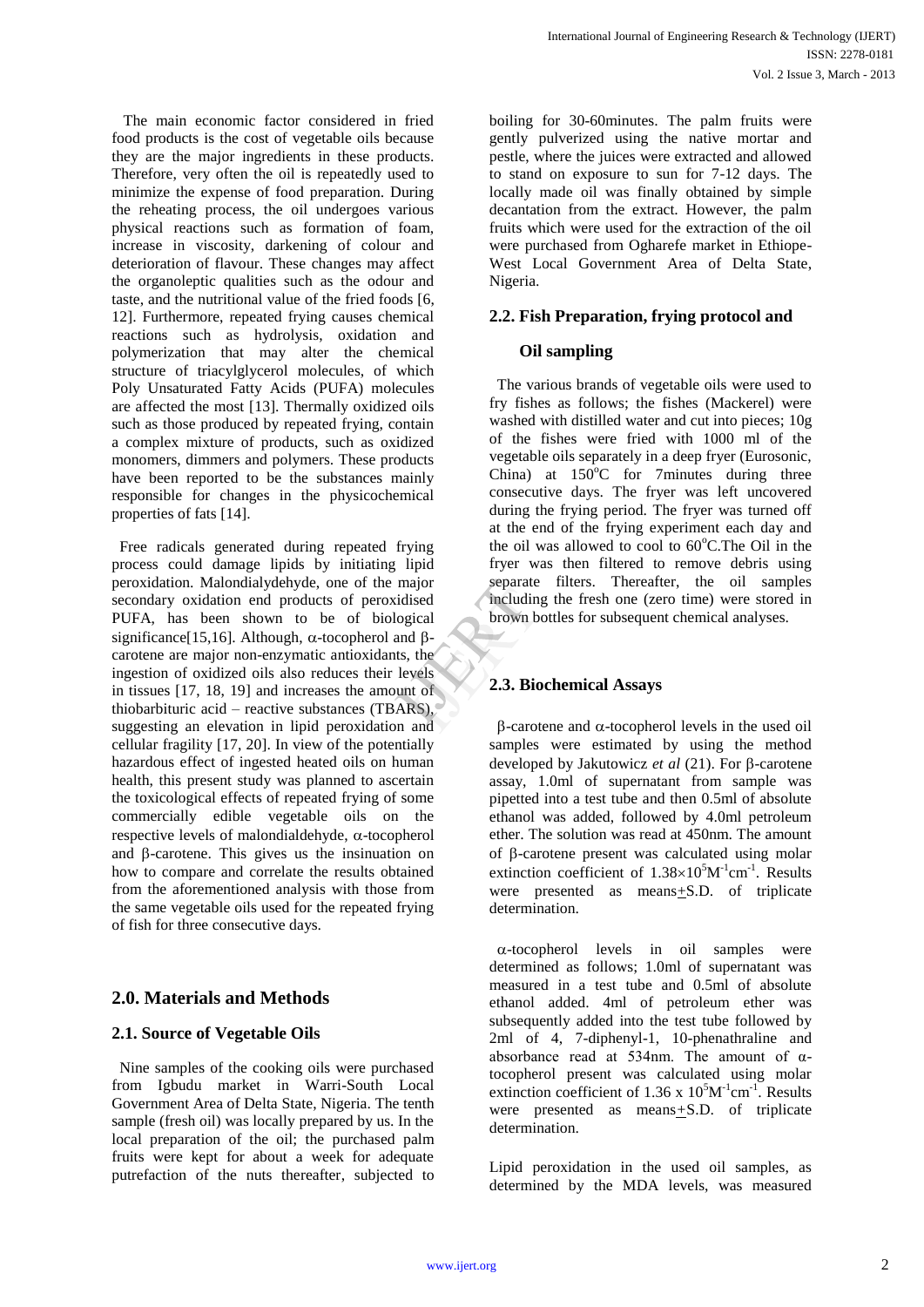The main economic factor considered in fried food products is the cost of vegetable oils because they are the major ingredients in these products. Therefore, very often the oil is repeatedly used to minimize the expense of food preparation. During the reheating process, the oil undergoes various physical reactions such as formation of foam, increase in viscosity, darkening of colour and deterioration of flavour. These changes may affect the organoleptic qualities such as the odour and taste, and the nutritional value of the fried foods [6, 12]. Furthermore, repeated frying causes chemical reactions such as hydrolysis, oxidation and polymerization that may alter the chemical structure of triacylglycerol molecules, of which Poly Unsaturated Fatty Acids (PUFA) molecules are affected the most [13]. Thermally oxidized oils such as those produced by repeated frying, contain a complex mixture of products, such as oxidized monomers, dimmers and polymers. These products have been reported to be the substances mainly responsible for changes in the physicochemical properties of fats [14].

Free radicals generated during repeated frying process could damage lipids by initiating lipid peroxidation. Malondialydehyde, one of the major secondary oxidation end products of peroxidised PUFA, has been shown to be of biological significance[15,16]. Although, α-tocopherol and β-carotene are major non-enzymatic antioxidants, the ingestion of oxidized oils also reduces their levels in tissues [17, 18, 19] and increases the amount of thiobarbituric acid – reactive substances (TBARS), suggesting an elevation in lipid peroxidation and cellular fragility [17, 20]. In view of the potentially hazardous effect of ingested heated oils on human health, this present study was planned to ascertain the toxicological effects of repeated frying of some commercially edible vegetable oils on the respective levels of malondialdehyde, α-tocopherol and β-carotene. This gives us the insinuation on how to compare and correlate the results obtained from the aforementioned analysis with those from the same vegetable oils used for the repeated frying of fish for three consecutive days.

## 2.0. Materials and Methods

### 2.1. Source of Vegetable Oils

Nine samples of the cooking oils were purchased from Igbudu market in Warri-South Local Government Area of Delta State, Nigeria. The tenth sample (fresh oil) was locally prepared by us. In the local preparation of the oil; the purchased palm fruits were kept for about a week for adequate putrefaction of the nuts thereafter, subjected to boiling for 30-60minutes. The palm fruits were gently pulverized using the native mortar and pestle, where the juices were extracted and allowed to stand on exposure to sun for 7-12 days. The locally made oil was finally obtained by simple decantation from the extract. However, the palm fruits which were used for the extraction of the oil were purchased from Ogharefe market in Ethiope-West Local Government Area of Delta State, Nigeria.

### 2.2. Fish Preparation, frying protocol and Oil sampling

The various brands of vegetable oils were used to fry fishes as follows; the fishes (Mackerel) were washed with distilled water and cut into pieces; 10g of the fishes were fried with 1000 ml of the vegetable oils separately in a deep fryer (Eurosonic, China) at 150°C for 7minutes during three consecutive days. The fryer was left uncovered during the frying period. The fryer was turned off at the end of the frying experiment each day and the oil was allowed to cool to 60°C.The Oil in the fryer was then filtered to remove debris using separate filters. Thereafter, the oil samples including the fresh one (zero time) were stored in brown bottles for subsequent chemical analyses.

### 2.3. Biochemical Assays

β-carotene and α-tocopherol levels in the used oil samples were estimated by using the method developed by Jakutowicz *et al* (21). For β-carotene assay, 1.0ml of supernatant from sample was pipetted into a test tube and then 0.5ml of absolute ethanol was added, followed by 4.0ml petroleum ether. The solution was read at 450nm. The amount of β-carotene present was calculated using molar extinction coefficient of $1.38\times10^{5}M^{-1}cm^{-1}$. Results were presented as means±S.D. of triplicate determination.

α-tocopherol levels in oil samples were determined as follows; 1.0ml of supernatant was measured in a test tube and 0.5ml of absolute ethanol added. 4ml of petroleum ether was subsequently added into the test tube followed by 2ml of 4, 7-diphenyl-1, 10-phenathraline and absorbance read at 534nm. The amount of α-tocopherol present was calculated using molar extinction coefficient of $1.36 \times 10^{5}M^{-1}cm^{-1}$. Results were presented as means±S.D. of triplicate determination.

Lipid peroxidation in the used oil samples, as determined by the MDA levels, was measured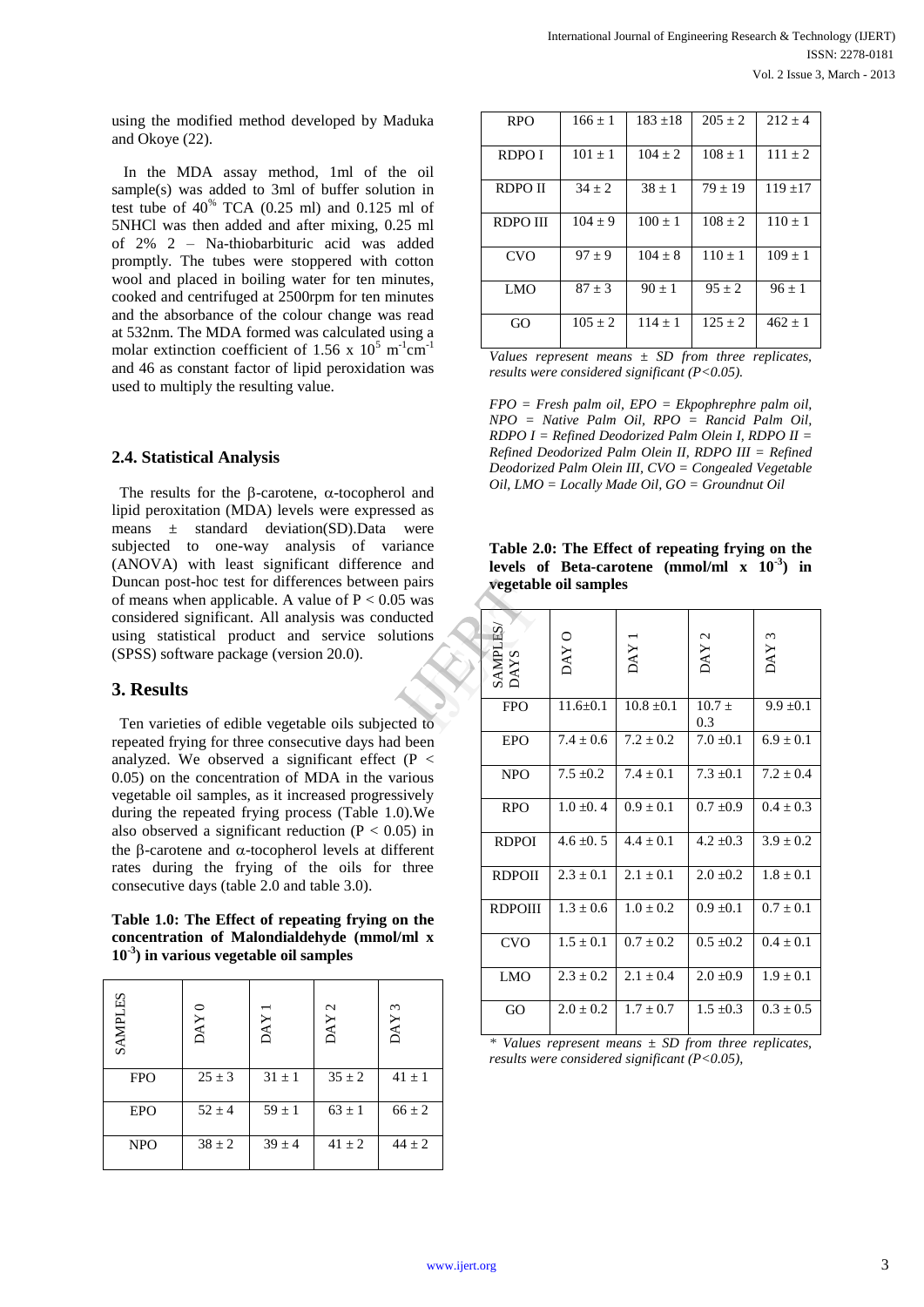using the modified method developed by Maduka and Okoye (22).

In the MDA assay method, 1ml of the oil sample(s) was added to 3ml of buffer solution in test tube of 40% TCA (0.25 ml) and 0.125 ml of 5NHCl was then added and after mixing, 0.25 ml of 2% 2 – Na-thiobarbituric acid was added promptly. The tubes were stoppered with cotton wool and placed in boiling water for ten minutes, cooked and centrifuged at 2500rpm for ten minutes and the absorbance of the colour change was read at 532nm. The MDA formed was calculated using a molar extinction coefficient of 1.56 x $10^5$ $m^{-1}cm^{-1}$ and 46 as constant factor of lipid peroxidation was used to multiply the resulting value.

### 2.4. Statistical Analysis

The results for the β-carotene, α-tocopherol and lipid peroxitation (MDA) levels were expressed as means ± standard deviation(SD).Data were subjected to one-way analysis of variance (ANOVA) with least significant difference and Duncan post-hoc test for differences between pairs of means when applicable. A value of $P < 0.05$ was considered significant. All analysis was conducted using statistical product and service solutions (SPSS) software package (version 20.0).

## 3. Results

Ten varieties of edible vegetable oils subjected to repeated frying for three consecutive days had been analyzed. We observed a significant effect ($P < 0.05$) on the concentration of MDA in the various vegetable oil samples, as it increased progressively during the repeated frying process (Table 1.0).We also observed a significant reduction ($P < 0.05$) in the β-carotene and α-tocopherol levels at different rates during the frying of the oils for three consecutive days (table 2.0 and table 3.0).

**Table 1.0: The Effect of repeating frying on the concentration of Malondialdehyde (mmol/ml x $10^{-3}$) in various vegetable oil samples**

| SAMPLES | DAY 0 | DAY 1 | DAY 2 | DAY 3 |
|---|---|---|---|---|
| FPO | 25 ± 3 | 31 ± 1 | 35 ± 2 | 41 ± 1 |
| EPO | 52 ± 4 | 59 ± 1 | 63 ± 1 | 66 ± 2 |
| NPO | 38 ± 2 | 39 ± 4 | 41 ± 2 | 44 ± 2 |
| RPO | 166 ± 1 | 183 ±18 | 205 ± 2 | 212 ± 4 |
| RDPO I | 101 ± 1 | 104 ± 2 | 108 ± 1 | 111 ± 2 |
| RDPO II | 34 ± 2 | 38 ± 1 | 79 ± 19 | 119 ±17 |
| RDPO III | 104 ± 9 | 100 ± 1 | 108 ± 2 | 110 ± 1 |
| CVO | 97 ± 9 | 104 ± 8 | 110 ± 1 | 109 ± 1 |
| LMO | 87 ± 3 | 90 ± 1 | 95 ± 2 | 96 ± 1 |
| GO | 105 ± 2 | 114 ± 1 | 125 ± 2 | 462 ± 1 |

*Values represent means ± SD from three replicates, results were considered significant (P<0.05).*

*FPO = Fresh palm oil, EPO = Ekpophrephre palm oil, NPO = Native Palm Oil, RPO = Rancid Palm Oil, RDPO I = Refined Deodorized Palm Olein I, RDPO II = Refined Deodorized Palm Olein II, RDPO III = Refined Deodorized Palm Olein III, CVO = Congealed Vegetable Oil, LMO = Locally Made Oil, GO = Groundnut Oil*

**Table 2.0: The Effect of repeating frying on the levels of Beta-carotene (mmol/ml x $10^{-3}$) in vegetable oil samples**

| SAMPLES/ DAYS | DAY O | DAY 1 | DAY 2 | DAY 3 |
|---|---|---|---|---|
| FPO | 11.6±0.1 | 10.8 ±0.1 | 10.7 ± 0.3 | 9.9 ±0.1 |
| EPO | 7.4 ± 0.6 | 7.2 ± 0.2 | 7.0 ±0.1 | 6.9 ± 0.1 |
| NPO | 7.5 ±0.2 | 7.4 ± 0.1 | 7.3 ±0.1 | 7.2 ± 0.4 |
| RPO | 1.0 ±0. 4 | 0.9 ± 0.1 | 0.7 ±0.9 | 0.4 ± 0.3 |
| RDPOI | 4.6 ±0. 5 | 4.4 ± 0.1 | 4.2 ±0.3 | 3.9 ± 0.2 |
| RDPOII | 2.3 ± 0.1 | 2.1 ± 0.1 | 2.0 ±0.2 | 1.8 ± 0.1 |
| RDPOIII | 1.3 ± 0.6 | 1.0 ± 0.2 | 0.9 ±0.1 | 0.7 ± 0.1 |
| CVO | 1.5 ± 0.1 | 0.7 ± 0.2 | 0.5 ±0.2 | 0.4 ± 0.1 |
| LMO | 2.3 ± 0.2 | 2.1 ± 0.4 | 2.0 ±0.9 | 1.9 ± 0.1 |
| GO | 2.0 ± 0.2 | 1.7 ± 0.7 | 1.5 ±0.3 | 0.3 ± 0.5 |

*\* Values represent means ± SD from three replicates, results were considered significant (P<0.05),*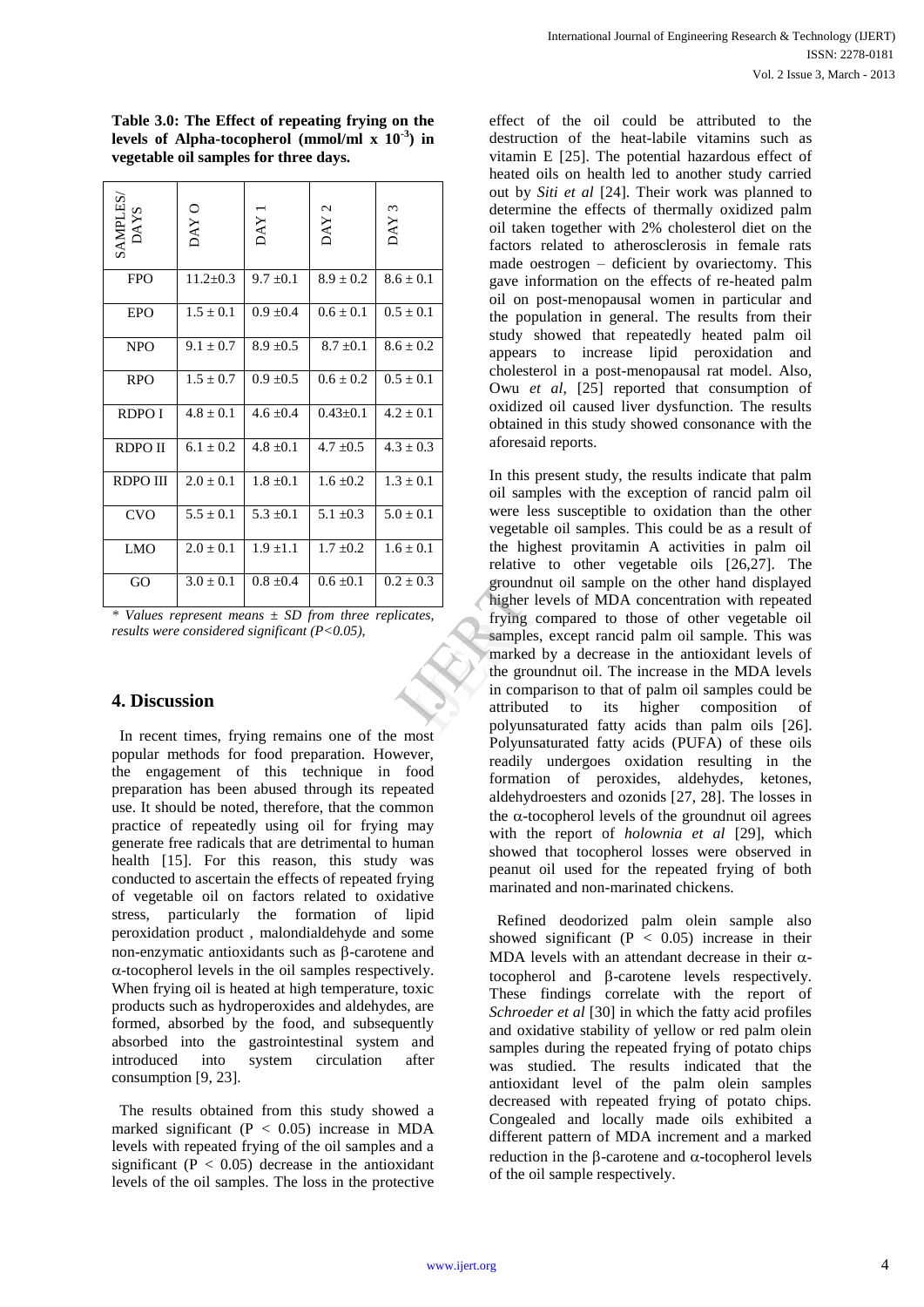**Table 3.0: The Effect of repeating frying on the levels of Alpha-tocopherol (mmol/ml x $10^{-3}$) in vegetable oil samples for three days.**

| SAMPLES/ DAYS | DAY O | DAY 1 | DAY 2 | DAY 3 |
|---|---|---|---|---|
| FPO | 11.2±0.3 | 9.7 ±0.1 | 8.9 ± 0.2 | 8.6 ± 0.1 |
| EPO | 1.5 ± 0.1 | 0.9 ±0.4 | 0.6 ± 0.1 | 0.5 ± 0.1 |
| NPO | 9.1 ± 0.7 | 8.9 ±0.5 | 8.7 ±0.1 | 8.6 ± 0.2 |
| RPO | 1.5 ± 0.7 | 0.9 ±0.5 | 0.6 ± 0.2 | 0.5 ± 0.1 |
| RDPO I | 4.8 ± 0.1 | 4.6 ±0.4 | 0.43±0.1 | 4.2 ± 0.1 |
| RDPO II | 6.1 ± 0.2 | 4.8 ±0.1 | 4.7 ±0.5 | 4.3 ± 0.3 |
| RDPO III | 2.0 ± 0.1 | 1.8 ±0.1 | 1.6 ±0.2 | 1.3 ± 0.1 |
| CVO | 5.5 ± 0.1 | 5.3 ±0.1 | 5.1 ±0.3 | 5.0 ± 0.1 |
| LMO | 2.0 ± 0.1 | 1.9 ±1.1 | 1.7 ±0.2 | 1.6 ± 0.1 |
| GO | 3.0 ± 0.1 | 0.8 ±0.4 | 0.6 ±0.1 | 0.2 ± 0.3 |

*\* Values represent means ± SD from three replicates, results were considered significant (P<0.05),*

## 4. Discussion

In recent times, frying remains one of the most popular methods for food preparation. However, the engagement of this technique in food preparation has been abused through its repeated use. It should be noted, therefore, that the common practice of repeatedly using oil for frying may generate free radicals that are detrimental to human health [15]. For this reason, this study was conducted to ascertain the effects of repeated frying of vegetable oil on factors related to oxidative stress, particularly the formation of lipid peroxidation product , malondialdehyde and some non-enzymatic antioxidants such as β-carotene and α-tocopherol levels in the oil samples respectively. When frying oil is heated at high temperature, toxic products such as hydroperoxides and aldehydes, are formed, absorbed by the food, and subsequently absorbed into the gastrointestinal system and introduced into system circulation after consumption [9, 23].

The results obtained from this study showed a marked significant ($P < 0.05$) increase in MDA levels with repeated frying of the oil samples and a significant ($P < 0.05$) decrease in the antioxidant levels of the oil samples. The loss in the protective effect of the oil could be attributed to the destruction of the heat-labile vitamins such as vitamin E [25]. The potential hazardous effect of heated oils on health led to another study carried out by *Siti et al* [24]. Their work was planned to determine the effects of thermally oxidized palm oil taken together with 2% cholesterol diet on the factors related to atherosclerosis in female rats made oestrogen – deficient by ovariectomy. This gave information on the effects of re-heated palm oil on post-menopausal women in particular and the population in general. The results from their study showed that repeatedly heated palm oil appears to increase lipid peroxidation and cholesterol in a post-menopausal rat model. Also, Owu *et al*, [25] reported that consumption of oxidized oil caused liver dysfunction. The results obtained in this study showed consonance with the aforesaid reports.

In this present study, the results indicate that palm oil samples with the exception of rancid palm oil were less susceptible to oxidation than the other vegetable oil samples. This could be as a result of the highest provitamin A activities in palm oil relative to other vegetable oils [26,27]. The groundnut oil sample on the other hand displayed higher levels of MDA concentration with repeated frying compared to those of other vegetable oil samples, except rancid palm oil sample. This was marked by a decrease in the antioxidant levels of the groundnut oil. The increase in the MDA levels in comparison to that of palm oil samples could be attributed to its higher composition of polyunsaturated fatty acids than palm oils [26]. Polyunsaturated fatty acids (PUFA) of these oils readily undergoes oxidation resulting in the formation of peroxides, aldehydes, ketones, aldehydroesters and ozonids [27, 28]. The losses in the α-tocopherol levels of the groundnut oil agrees with the report of *holownia et al* [29], which showed that tocopherol losses were observed in peanut oil used for the repeated frying of both marinated and non-marinated chickens.

Refined deodorized palm olein sample also showed significant ($P < 0.05$) increase in their MDA levels with an attendant decrease in their α-tocopherol and β-carotene levels respectively. These findings correlate with the report of *Schroeder et al* [30] in which the fatty acid profiles and oxidative stability of yellow or red palm olein samples during the repeated frying of potato chips was studied. The results indicated that the antioxidant level of the palm olein samples decreased with repeated frying of potato chips. Congealed and locally made oils exhibited a different pattern of MDA increment and a marked reduction in the β-carotene and α-tocopherol levels of the oil sample respectively.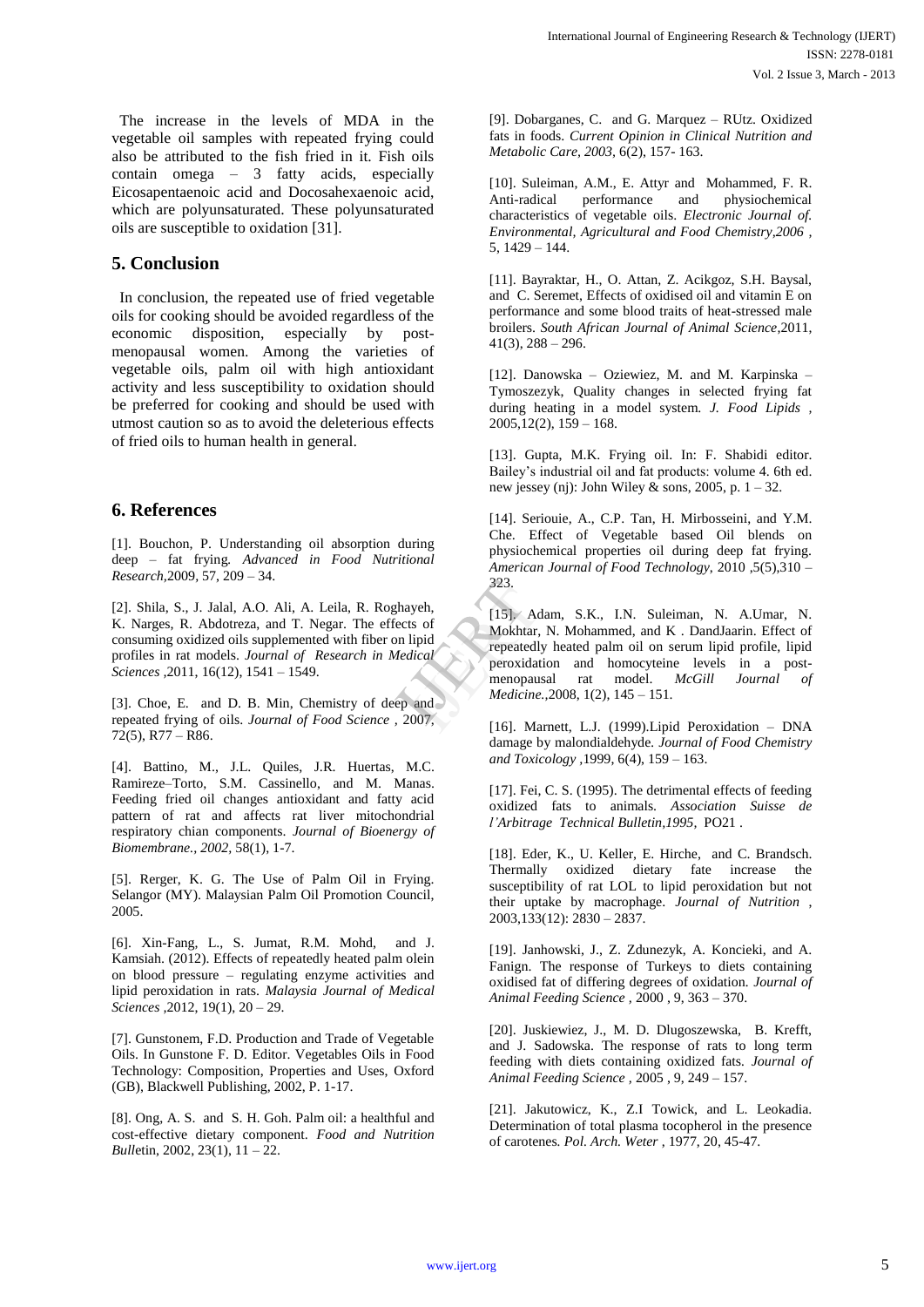The increase in the levels of MDA in the vegetable oil samples with repeated frying could also be attributed to the fish fried in it. Fish oils contain omega – 3 fatty acids, especially Eicosapentaenoic acid and Docosahexaenoic acid, which are polyunsaturated. These polyunsaturated oils are susceptible to oxidation [31].

## 5. Conclusion

In conclusion, the repeated use of fried vegetable oils for cooking should be avoided regardless of the economic disposition, especially by post-menopausal women. Among the varieties of vegetable oils, palm oil with high antioxidant activity and less susceptibility to oxidation should be preferred for cooking and should be used with utmost caution so as to avoid the deleterious effects of fried oils to human health in general.

## 6. References

[1]. Bouchon, P. Understanding oil absorption during deep – fat frying. *Advanced in Food Nutritional Research*,2009, 57, 209 – 34.

[2]. Shila, S., J. Jalal, A.O. Ali, A. Leila, R. Roghayeh, K. Narges, R. Abdotreza, and T. Negar. The effects of consuming oxidized oils supplemented with fiber on lipid profiles in rat models. *Journal of Research in Medical Sciences* ,2011, 16(12), 1541 – 1549.

[3]. Choe, E. and D. B. Min, Chemistry of deep and repeated frying of oils. *Journal of Food Science* , 2007, 72(5), R77 – R86.

[4]. Battino, M., J.L. Quiles, J.R. Huertas, M.C. Ramireze–Torto, S.M. Cassinello, and M. Manas. Feeding fried oil changes antioxidant and fatty acid pattern of rat and affects rat liver mitochondrial respiratory chian components. *Journal of Bioenergy of Biomembrane., 2002*, 58(1), 1-7.

[5]. Rerger, K. G. The Use of Palm Oil in Frying. Selangor (MY). Malaysian Palm Oil Promotion Council, 2005.

[6]. Xin-Fang, L., S. Jumat, R.M. Mohd, and J. Kamsiah. (2012). Effects of repeatedly heated palm olein on blood pressure – regulating enzyme activities and lipid peroxidation in rats. *Malaysia Journal of Medical Sciences* ,2012, 19(1), 20 – 29.

[7]. Gunstonem, F.D. Production and Trade of Vegetable Oils. In Gunstone F. D. Editor. Vegetables Oils in Food Technology: Composition, Properties and Uses, Oxford (GB), Blackwell Publishing, 2002, P. 1-17.

[8]. Ong, A. S. and S. H. Goh. Palm oil: a healthful and cost-effective dietary component. *Food and Nutrition Bull*etin, 2002, 23(1), 11 – 22.

[9]. Dobarganes, C. and G. Marquez – RUtz. Oxidized fats in foods. *Current Opinion in Clinical Nutrition and Metabolic Care, 2003*, 6(2), 157- 163.

[10]. Suleiman, A.M., E. Attyr and Mohammed, F. R. Anti-radical performance and physiochemical characteristics of vegetable oils. *Electronic Journal of. Environmental, Agricultural and Food Chemistry,2006* , 5, 1429 – 144.

[11]. Bayraktar, H., O. Attan, Z. Acikgoz, S.H. Baysal, and C. Seremet, Effects of oxidised oil and vitamin E on performance and some blood traits of heat-stressed male broilers. *South African Journal of Animal Science*,2011, 41(3), 288 – 296.

[12]. Danowska – Oziewiez, M. and M. Karpinska – Tymoszezyk, Quality changes in selected frying fat during heating in a model system. *J. Food Lipids* , 2005,12(2), 159 – 168.

[13]. Gupta, M.K. Frying oil. In: F. Shabidi editor. Bailey's industrial oil and fat products: volume 4. 6th ed. new jessey (nj): John Wiley & sons, 2005, p. 1 – 32.

[14]. Seriouie, A., C.P. Tan, H. Mirbosseini, and Y.M. Che. Effect of Vegetable based Oil blends on physiochemical properties oil during deep fat frying. *American Journal of Food Technology*, 2010 ,5(5),310 – 323.

[15]. Adam, S.K., I.N. Suleiman, N. A.Umar, N. Mokhtar, N. Mohammed, and K . DandJaarin. Effect of repeatedly heated palm oil on serum lipid profile, lipid peroxidation and homocyteine levels in a post-menopausal rat model. *McGill Journal of Medicine.*,2008, 1(2), 145 – 151.

[16]. Marnett, L.J. (1999).Lipid Peroxidation – DNA damage by malondialdehyde. *Journal of Food Chemistry and Toxicology* ,1999, 6(4), 159 – 163.

[17]. Fei, C. S. (1995). The detrimental effects of feeding oxidized fats to animals. *Association Suisse de l'Arbitrage Technical Bulletin,1995*, PO21 .

[18]. Eder, K., U. Keller, E. Hirche, and C. Brandsch. Thermally oxidized dietary fate increase the susceptibility of rat LOL to lipid peroxidation but not their uptake by macrophage. *Journal of Nutrition* , 2003,133(12): 2830 – 2837.

[19]. Janhowski, J., Z. Zdunezyk, A. Koncieki, and A. Fanign. The response of Turkeys to diets containing oxidised fat of differing degrees of oxidation. *Journal of Animal Feeding Science* , 2000 , 9, 363 – 370.

[20]. Juskiewiez, J., M. D. Dlugoszewska, B. Krefft, and J. Sadowska. The response of rats to long term feeding with diets containing oxidized fats. *Journal of Animal Feeding Science* , 2005 , 9, 249 – 157.

[21]. Jakutowicz, K., Z.I Towick, and L. Leokadia. Determination of total plasma tocopherol in the presence of carotenes. *Pol. Arch. Weter* , 1977, 20, 45-47.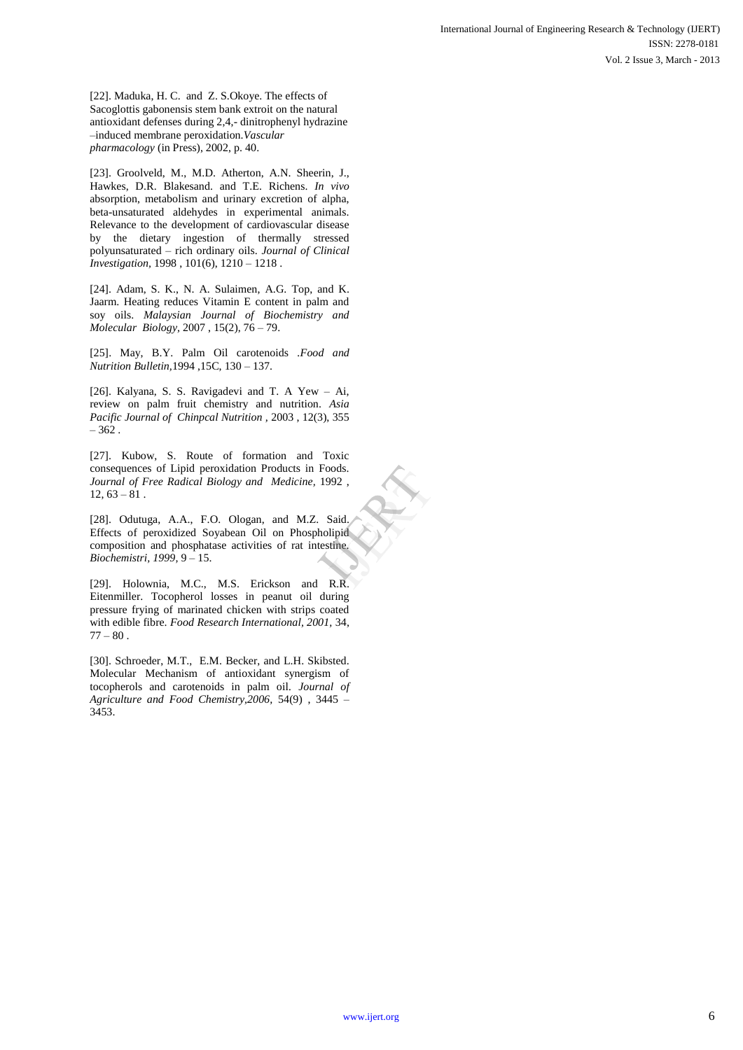[22]. Maduka, H. C. and Z. S.Okoye. The effects of Sacoglottis gabonensis stem bank extroit on the natural antioxidant defenses during 2,4,- dinitrophenyl hydrazine –induced membrane peroxidation.*Vascular pharmacology* (in Press), 2002, p. 40.

[23]. Groolveld, M., M.D. Atherton, A.N. Sheerin, J., Hawkes, D.R. Blakesand. and T.E. Richens. *In vivo* absorption, metabolism and urinary excretion of alpha, beta-unsaturated aldehydes in experimental animals. Relevance to the development of cardiovascular disease by the dietary ingestion of thermally stressed polyunsaturated – rich ordinary oils. *Journal of Clinical Investigation*, 1998 , 101(6), 1210 – 1218 .

[24]. Adam, S. K., N. A. Sulaimen, A.G. Top, and K. Jaarm. Heating reduces Vitamin E content in palm and soy oils. *Malaysian Journal of Biochemistry and Molecular Biology*, 2007 , 15(2), 76 – 79.

[25]. May, B.Y. Palm Oil carotenoids .*Food and Nutrition Bulletin,*1994 ,15C, 130 – 137.

[26]. Kalyana, S. S. Ravigadevi and T. A Yew – Ai, review on palm fruit chemistry and nutrition. *Asia Pacific Journal of Chinpcal Nutrition* , 2003 , 12(3), 355 – 362 .

[27]. Kubow, S. Route of formation and Toxic consequences of Lipid peroxidation Products in Foods. *Journal of Free Radical Biology and Medicine*, 1992 , 12, 63 – 81 .

[28]. Odutuga, A.A., F.O. Ologan, and M.Z. Said. Effects of peroxidized Soyabean Oil on Phospholipid composition and phosphatase activities of rat intestine. *Biochemistri, 1999,* 9 – 15.

[29]. Holownia, M.C., M.S. Erickson and R.R. Eitenmiller. Tocopherol losses in peanut oil during pressure frying of marinated chicken with strips coated with edible fibre. *Food Research International, 2001,* 34, 77 – 80 .

[30]. Schroeder, M.T., E.M. Becker, and L.H. Skibsted. Molecular Mechanism of antioxidant synergism of tocopherols and carotenoids in palm oil. *Journal of Agriculture and Food Chemistry,2006,* 54(9) , 3445 – 3453.